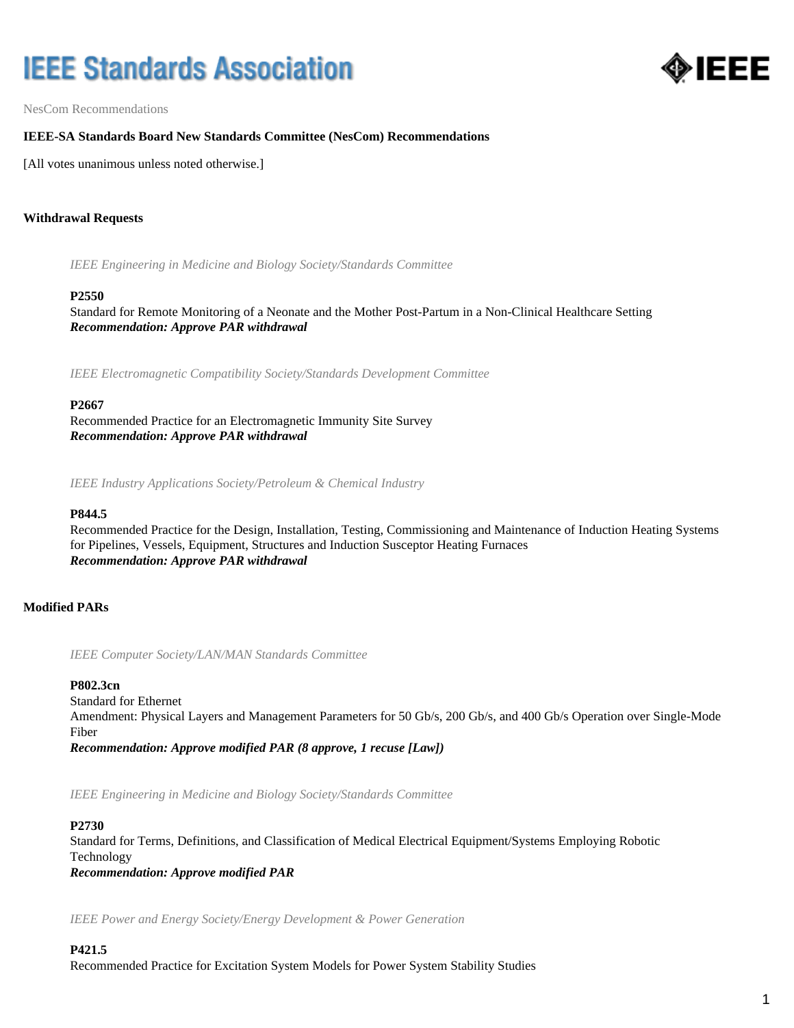NesCom Recommendations

## IEEE-SA Standards Board New Standards Committee (NesCom) Recommendations

[All votes unanimous unless noted otherwise.]

### Withdrawal Requests

*IEEE Engineering in Medicine and Biology Society/Standards Committee*

**P2550**
Standard for Remote Monitoring of a Neonate and the Mother Post-Partum in a Non-Clinical Healthcare Setting
***Recommendation: Approve PAR withdrawal***

*IEEE Electromagnetic Compatibility Society/Standards Development Committee*

**P2667**
Recommended Practice for an Electromagnetic Immunity Site Survey
***Recommendation: Approve PAR withdrawal***

*IEEE Industry Applications Society/Petroleum & Chemical Industry*

**P844.5**
Recommended Practice for the Design, Installation, Testing, Commissioning and Maintenance of Induction Heating Systems for Pipelines, Vessels, Equipment, Structures and Induction Susceptor Heating Furnaces
***Recommendation: Approve PAR withdrawal***

### Modified PARs

*IEEE Computer Society/LAN/MAN Standards Committee*

**P802.3cn**
Standard for Ethernet
Amendment: Physical Layers and Management Parameters for 50 Gb/s, 200 Gb/s, and 400 Gb/s Operation over Single-Mode Fiber
***Recommendation: Approve modified PAR (8 approve, 1 recuse [Law])***

*IEEE Engineering in Medicine and Biology Society/Standards Committee*

**P2730**
Standard for Terms, Definitions, and Classification of Medical Electrical Equipment/Systems Employing Robotic Technology
***Recommendation: Approve modified PAR***

*IEEE Power and Energy Society/Energy Development & Power Generation*

**P421.5**
Recommended Practice for Excitation System Models for Power System Stability Studies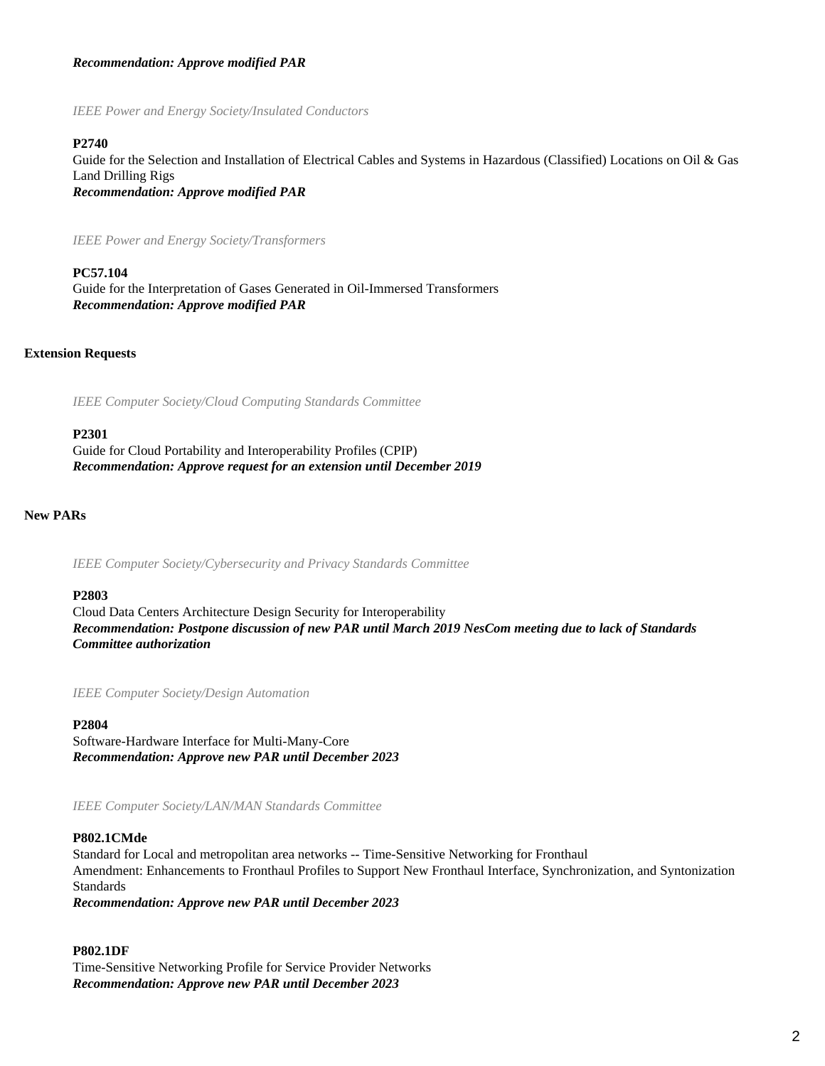***Recommendation: Approve modified PAR***

*IEEE Power and Energy Society/Insulated Conductors*

**P2740**
Guide for the Selection and Installation of Electrical Cables and Systems in Hazardous (Classified) Locations on Oil & Gas Land Drilling Rigs
***Recommendation: Approve modified PAR***

*IEEE Power and Energy Society/Transformers*

**PC57.104**
Guide for the Interpretation of Gases Generated in Oil-Immersed Transformers
***Recommendation: Approve modified PAR***

**Extension Requests**

*IEEE Computer Society/Cloud Computing Standards Committee*

**P2301**
Guide for Cloud Portability and Interoperability Profiles (CPIP)
***Recommendation: Approve request for an extension until December 2019***

**New PARs**

*IEEE Computer Society/Cybersecurity and Privacy Standards Committee*

**P2803**
Cloud Data Centers Architecture Design Security for Interoperability
***Recommendation: Postpone discussion of new PAR until March 2019 NesCom meeting due to lack of Standards Committee authorization***

*IEEE Computer Society/Design Automation*

**P2804**
Software-Hardware Interface for Multi-Many-Core
***Recommendation: Approve new PAR until December 2023***

*IEEE Computer Society/LAN/MAN Standards Committee*

**P802.1CMde**
Standard for Local and metropolitan area networks -- Time-Sensitive Networking for Fronthaul
Amendment: Enhancements to Fronthaul Profiles to Support New Fronthaul Interface, Synchronization, and Syntonization Standards
***Recommendation: Approve new PAR until December 2023***

**P802.1DF**
Time-Sensitive Networking Profile for Service Provider Networks
***Recommendation: Approve new PAR until December 2023***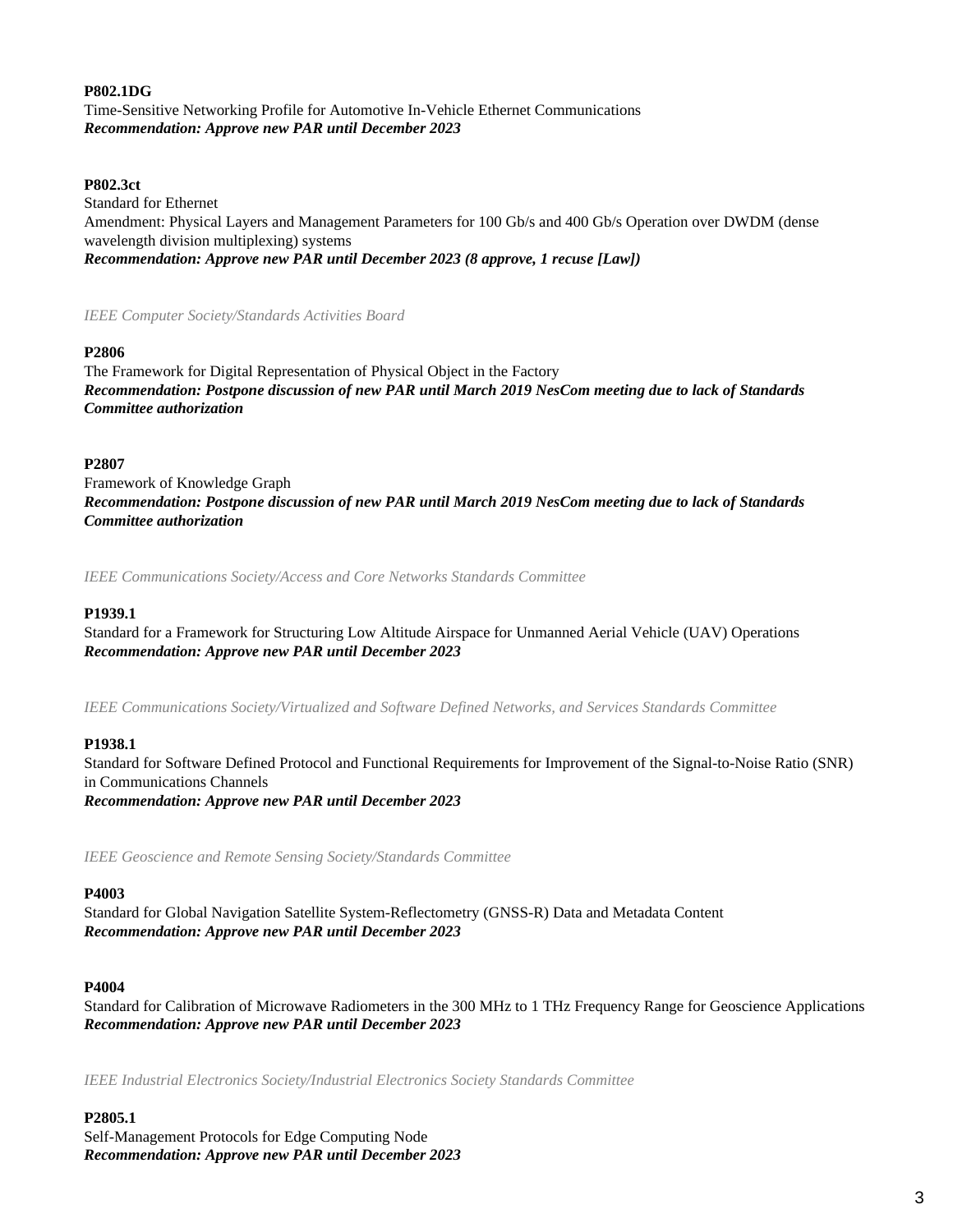**P802.1DG**
Time-Sensitive Networking Profile for Automotive In-Vehicle Ethernet Communications
***Recommendation: Approve new PAR until December 2023***

**P802.3ct**
Standard for Ethernet
Amendment: Physical Layers and Management Parameters for 100 Gb/s and 400 Gb/s Operation over DWDM (dense wavelength division multiplexing) systems
***Recommendation: Approve new PAR until December 2023 (8 approve, 1 recuse [Law])***

*IEEE Computer Society/Standards Activities Board*

**P2806**
The Framework for Digital Representation of Physical Object in the Factory
***Recommendation: Postpone discussion of new PAR until March 2019 NesCom meeting due to lack of Standards Committee authorization***

**P2807**
Framework of Knowledge Graph
***Recommendation: Postpone discussion of new PAR until March 2019 NesCom meeting due to lack of Standards Committee authorization***

*IEEE Communications Society/Access and Core Networks Standards Committee*

**P1939.1**
Standard for a Framework for Structuring Low Altitude Airspace for Unmanned Aerial Vehicle (UAV) Operations
***Recommendation: Approve new PAR until December 2023***

*IEEE Communications Society/Virtualized and Software Defined Networks, and Services Standards Committee*

**P1938.1**
Standard for Software Defined Protocol and Functional Requirements for Improvement of the Signal-to-Noise Ratio (SNR) in Communications Channels
***Recommendation: Approve new PAR until December 2023***

*IEEE Geoscience and Remote Sensing Society/Standards Committee*

**P4003**
Standard for Global Navigation Satellite System-Reflectometry (GNSS-R) Data and Metadata Content
***Recommendation: Approve new PAR until December 2023***

**P4004**
Standard for Calibration of Microwave Radiometers in the 300 MHz to 1 THz Frequency Range for Geoscience Applications
***Recommendation: Approve new PAR until December 2023***

*IEEE Industrial Electronics Society/Industrial Electronics Society Standards Committee*

**P2805.1**
Self-Management Protocols for Edge Computing Node
***Recommendation: Approve new PAR until December 2023***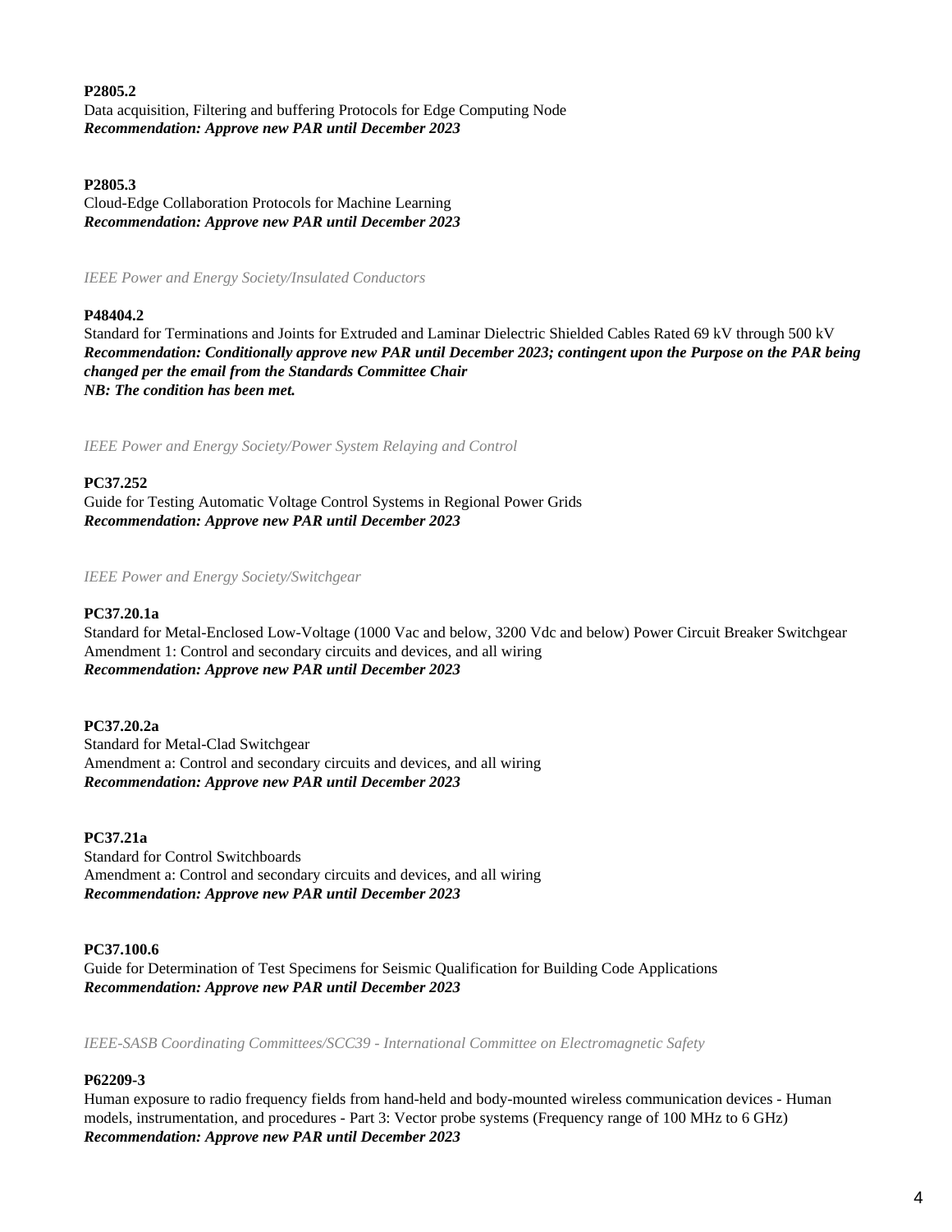**P2805.2**
Data acquisition, Filtering and buffering Protocols for Edge Computing Node
***Recommendation: Approve new PAR until December 2023***

**P2805.3**
Cloud-Edge Collaboration Protocols for Machine Learning
***Recommendation: Approve new PAR until December 2023***

*IEEE Power and Energy Society/Insulated Conductors*

**P48404.2**
Standard for Terminations and Joints for Extruded and Laminar Dielectric Shielded Cables Rated 69 kV through 500 kV
***Recommendation: Conditionally approve new PAR until December 2023; contingent upon the Purpose on the PAR being changed per the email from the Standards Committee Chair***
***NB: The condition has been met.***

*IEEE Power and Energy Society/Power System Relaying and Control*

**PC37.252**
Guide for Testing Automatic Voltage Control Systems in Regional Power Grids
***Recommendation: Approve new PAR until December 2023***

*IEEE Power and Energy Society/Switchgear*

**PC37.20.1a**
Standard for Metal-Enclosed Low-Voltage (1000 Vac and below, 3200 Vdc and below) Power Circuit Breaker Switchgear
Amendment 1: Control and secondary circuits and devices, and all wiring
***Recommendation: Approve new PAR until December 2023***

**PC37.20.2a**
Standard for Metal-Clad Switchgear
Amendment a: Control and secondary circuits and devices, and all wiring
***Recommendation: Approve new PAR until December 2023***

**PC37.21a**
Standard for Control Switchboards
Amendment a: Control and secondary circuits and devices, and all wiring
***Recommendation: Approve new PAR until December 2023***

**PC37.100.6**
Guide for Determination of Test Specimens for Seismic Qualification for Building Code Applications
***Recommendation: Approve new PAR until December 2023***

*IEEE-SASB Coordinating Committees/SCC39 - International Committee on Electromagnetic Safety*

**P62209-3**
Human exposure to radio frequency fields from hand-held and body-mounted wireless communication devices - Human models, instrumentation, and procedures - Part 3: Vector probe systems (Frequency range of 100 MHz to 6 GHz)
***Recommendation: Approve new PAR until December 2023***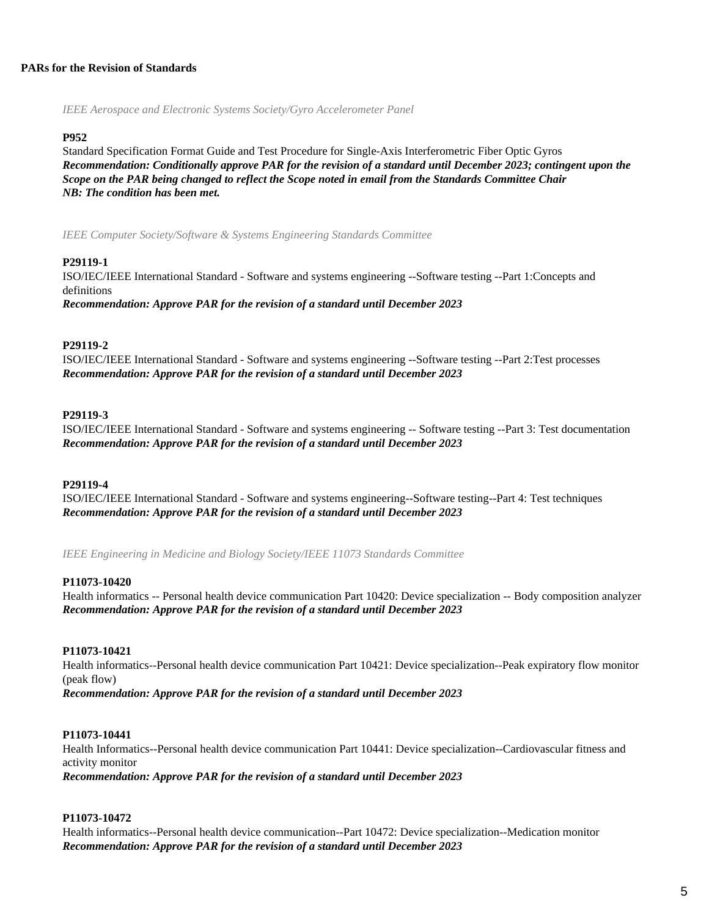**PARs for the Revision of Standards**

*IEEE Aerospace and Electronic Systems Society/Gyro Accelerometer Panel*

**P952**

Standard Specification Format Guide and Test Procedure for Single-Axis Interferometric Fiber Optic Gyros

***Recommendation: Conditionally approve PAR for the revision of a standard until December 2023; contingent upon the Scope on the PAR being changed to reflect the Scope noted in email from the Standards Committee Chair***

***NB: The condition has been met.***

*IEEE Computer Society/Software & Systems Engineering Standards Committee*

**P29119-1**

ISO/IEC/IEEE International Standard - Software and systems engineering --Software testing --Part 1:Concepts and definitions

***Recommendation: Approve PAR for the revision of a standard until December 2023***

**P29119-2**

ISO/IEC/IEEE International Standard - Software and systems engineering --Software testing --Part 2:Test processes

***Recommendation: Approve PAR for the revision of a standard until December 2023***

**P29119-3**

ISO/IEC/IEEE International Standard - Software and systems engineering -- Software testing --Part 3: Test documentation

***Recommendation: Approve PAR for the revision of a standard until December 2023***

**P29119-4**

ISO/IEC/IEEE International Standard - Software and systems engineering--Software testing--Part 4: Test techniques

***Recommendation: Approve PAR for the revision of a standard until December 2023***

*IEEE Engineering in Medicine and Biology Society/IEEE 11073 Standards Committee*

**P11073-10420**

Health informatics -- Personal health device communication Part 10420: Device specialization -- Body composition analyzer

***Recommendation: Approve PAR for the revision of a standard until December 2023***

**P11073-10421**

Health informatics--Personal health device communication Part 10421: Device specialization--Peak expiratory flow monitor (peak flow)

***Recommendation: Approve PAR for the revision of a standard until December 2023***

**P11073-10441**

Health Informatics--Personal health device communication Part 10441: Device specialization--Cardiovascular fitness and activity monitor

***Recommendation: Approve PAR for the revision of a standard until December 2023***

**P11073-10472**

Health informatics--Personal health device communication--Part 10472: Device specialization--Medication monitor

***Recommendation: Approve PAR for the revision of a standard until December 2023***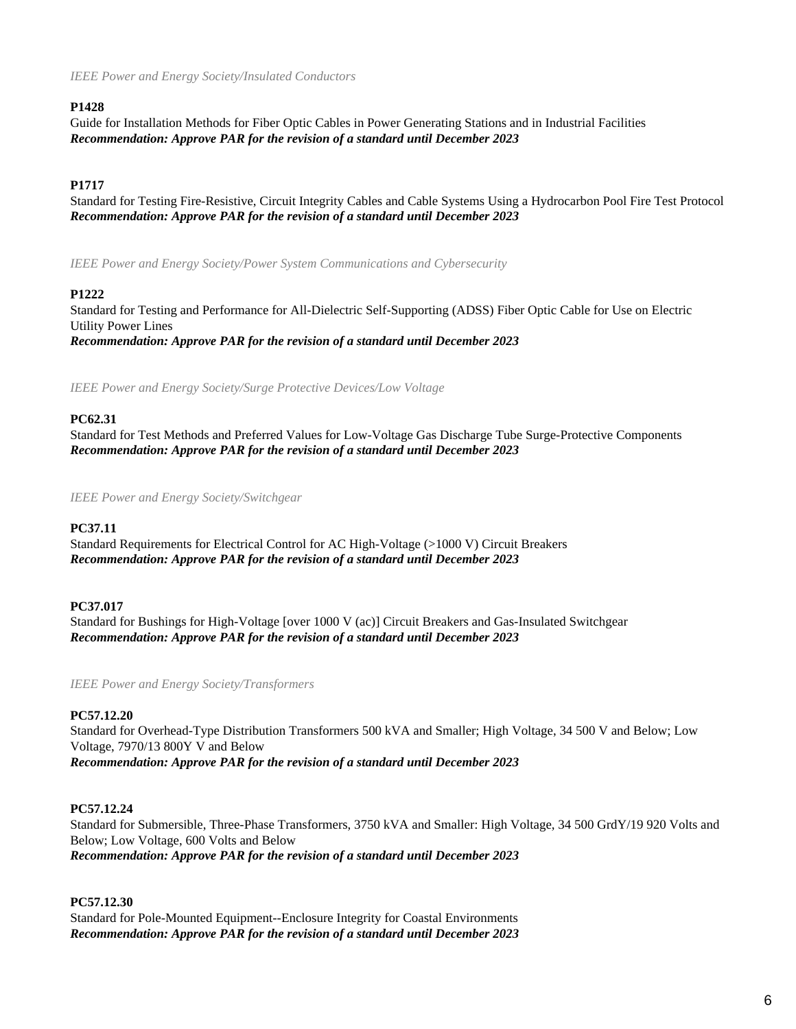*IEEE Power and Energy Society/Insulated Conductors*

**P1428**
Guide for Installation Methods for Fiber Optic Cables in Power Generating Stations and in Industrial Facilities
***Recommendation: Approve PAR for the revision of a standard until December 2023***

**P1717**
Standard for Testing Fire-Resistive, Circuit Integrity Cables and Cable Systems Using a Hydrocarbon Pool Fire Test Protocol
***Recommendation: Approve PAR for the revision of a standard until December 2023***

*IEEE Power and Energy Society/Power System Communications and Cybersecurity*

**P1222**
Standard for Testing and Performance for All-Dielectric Self-Supporting (ADSS) Fiber Optic Cable for Use on Electric Utility Power Lines
***Recommendation: Approve PAR for the revision of a standard until December 2023***

*IEEE Power and Energy Society/Surge Protective Devices/Low Voltage*

**PC62.31**
Standard for Test Methods and Preferred Values for Low-Voltage Gas Discharge Tube Surge-Protective Components
***Recommendation: Approve PAR for the revision of a standard until December 2023***

*IEEE Power and Energy Society/Switchgear*

**PC37.11**
Standard Requirements for Electrical Control for AC High-Voltage (>1000 V) Circuit Breakers
***Recommendation: Approve PAR for the revision of a standard until December 2023***

**PC37.017**
Standard for Bushings for High-Voltage [over 1000 V (ac)] Circuit Breakers and Gas-Insulated Switchgear
***Recommendation: Approve PAR for the revision of a standard until December 2023***

*IEEE Power and Energy Society/Transformers*

**PC57.12.20**
Standard for Overhead-Type Distribution Transformers 500 kVA and Smaller; High Voltage, 34 500 V and Below; Low Voltage, 7970/13 800Y V and Below
***Recommendation: Approve PAR for the revision of a standard until December 2023***

**PC57.12.24**
Standard for Submersible, Three-Phase Transformers, 3750 kVA and Smaller: High Voltage, 34 500 GrdY/19 920 Volts and Below; Low Voltage, 600 Volts and Below
***Recommendation: Approve PAR for the revision of a standard until December 2023***

**PC57.12.30**
Standard for Pole-Mounted Equipment--Enclosure Integrity for Coastal Environments
***Recommendation: Approve PAR for the revision of a standard until December 2023***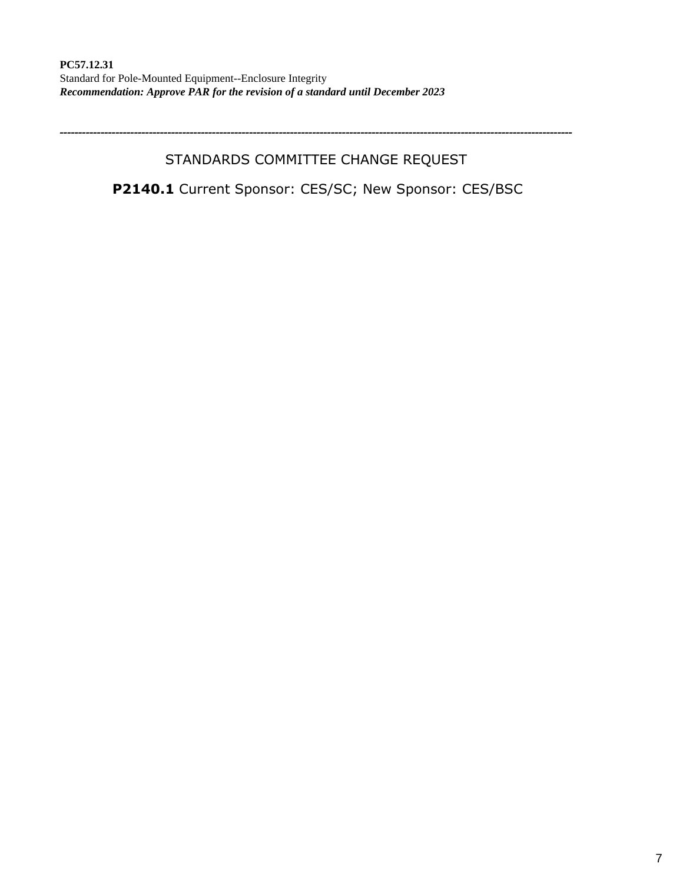**PC57.12.31**
Standard for Pole-Mounted Equipment--Enclosure Integrity
***Recommendation: Approve PAR for the revision of a standard until December 2023***

---

## STANDARDS COMMITTEE CHANGE REQUEST

**P2140.1** Current Sponsor: CES/SC; New Sponsor: CES/BSC